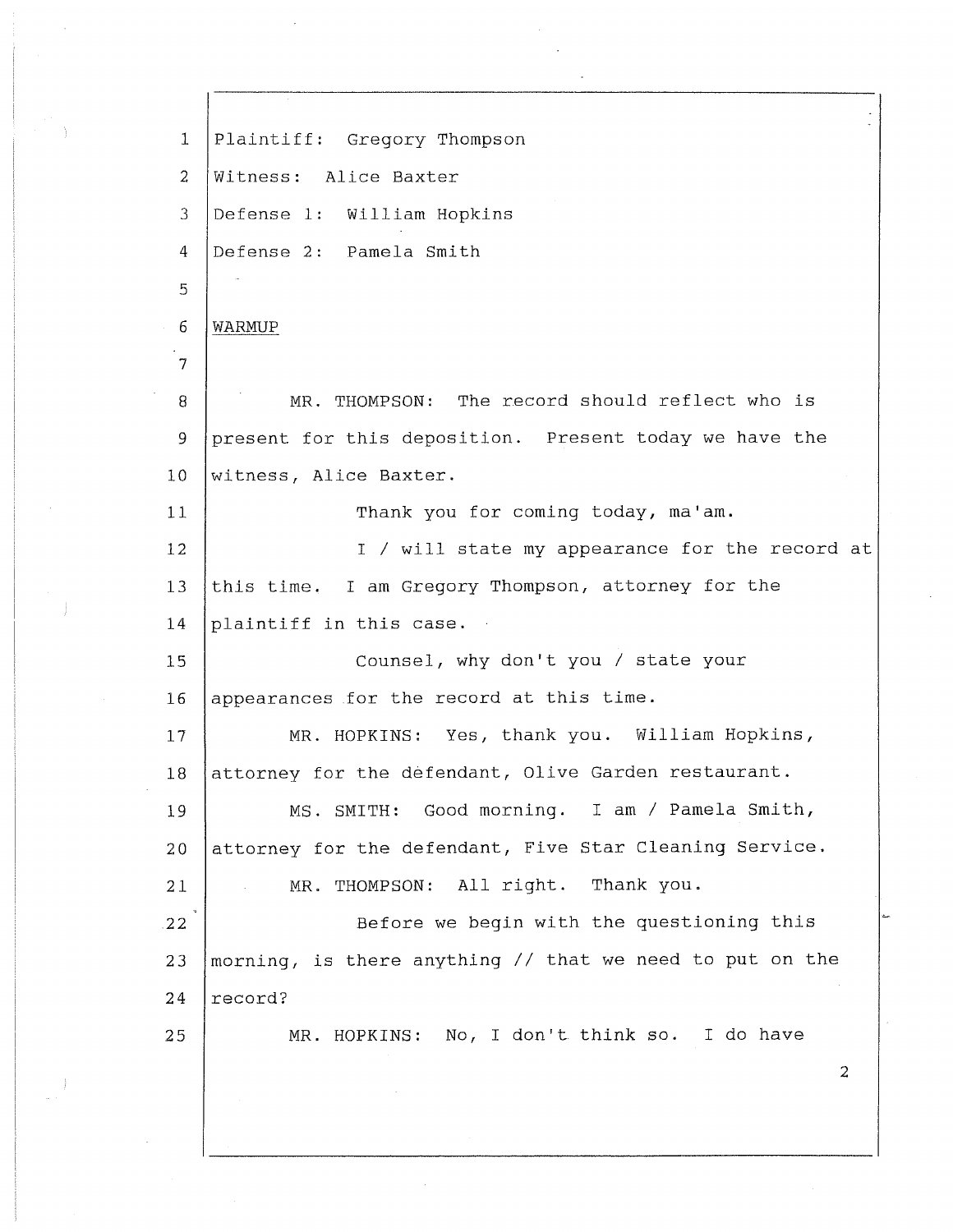Plaintiff: Gregory Thompson

Witness: Alice Baxter

Defense 1: William Hopkins

Defense 2: Pamela Smith

WARMUP

MR. THOMPSON: The record should reflect who is present for this deposition. Present today we have the witness, Alice Baxter.

Thank you for coming today, ma'am.

I / will state my appearance for the record at this time. I am Gregory Thompson, attorney for the plaintiff in this case.

Counsel, why don't you / state your appearances for the record at this time.

MR. HOPKINS: Yes, thank you. William Hopkins, attorney for the defendant, Olive Garden restaurant.

MS. SMITH: Good morning. I am / Pamela Smith, attorney for the defendant, Five Star Cleaning Service.

MR. THOMPSON: All right. Thank you.

Before we begin with the questioning this morning, is there anything // that we need to put on the record?

MR. HOPKINS: No, I don't think so. I do have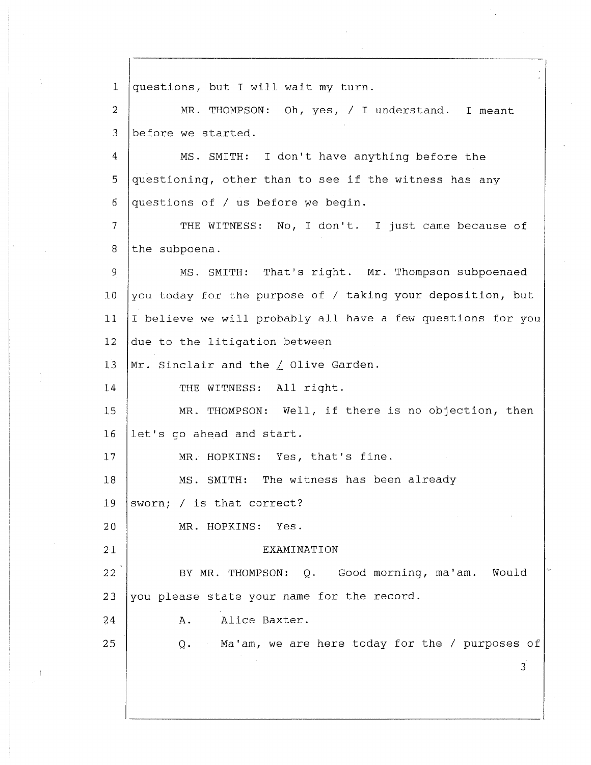1 questions, but I will wait my turn.

2 MR. THOMPSON: Oh, yes, / I understand. I meant

3 before we started.

4 MS. SMITH: I don't have anything before the

5 questioning, other than to see if the witness has any

6 questions of / us before we begin.

7 THE WITNESS: No, I don't. I just came because of

8 the subpoena.

9 MS. SMITH: That's right. Mr. Thompson subpoenaed

10 you today for the purpose of / taking your deposition, but

11 I believe we will probably all have a few questions for you

12 due to the litigation between

13 Mr. Sinclair and the / Olive Garden.

14 THE WITNESS: All right.

15 MR. THOMPSON: Well, if there is no objection, then

16 let's go ahead and start.

17 MR. HOPKINS: Yes, that's fine.

18 MS. SMITH: The witness has been already

19 sworn; / is that correct?

20 MR. HOPKINS: Yes.

21 EXAMINATION

22 BY MR. THOMPSON: Q. Good morning, ma'am. Would

23 you please state your name for the record.

24 A. Alice Baxter.

25 Q. Ma'am, we are here today for the / purposes of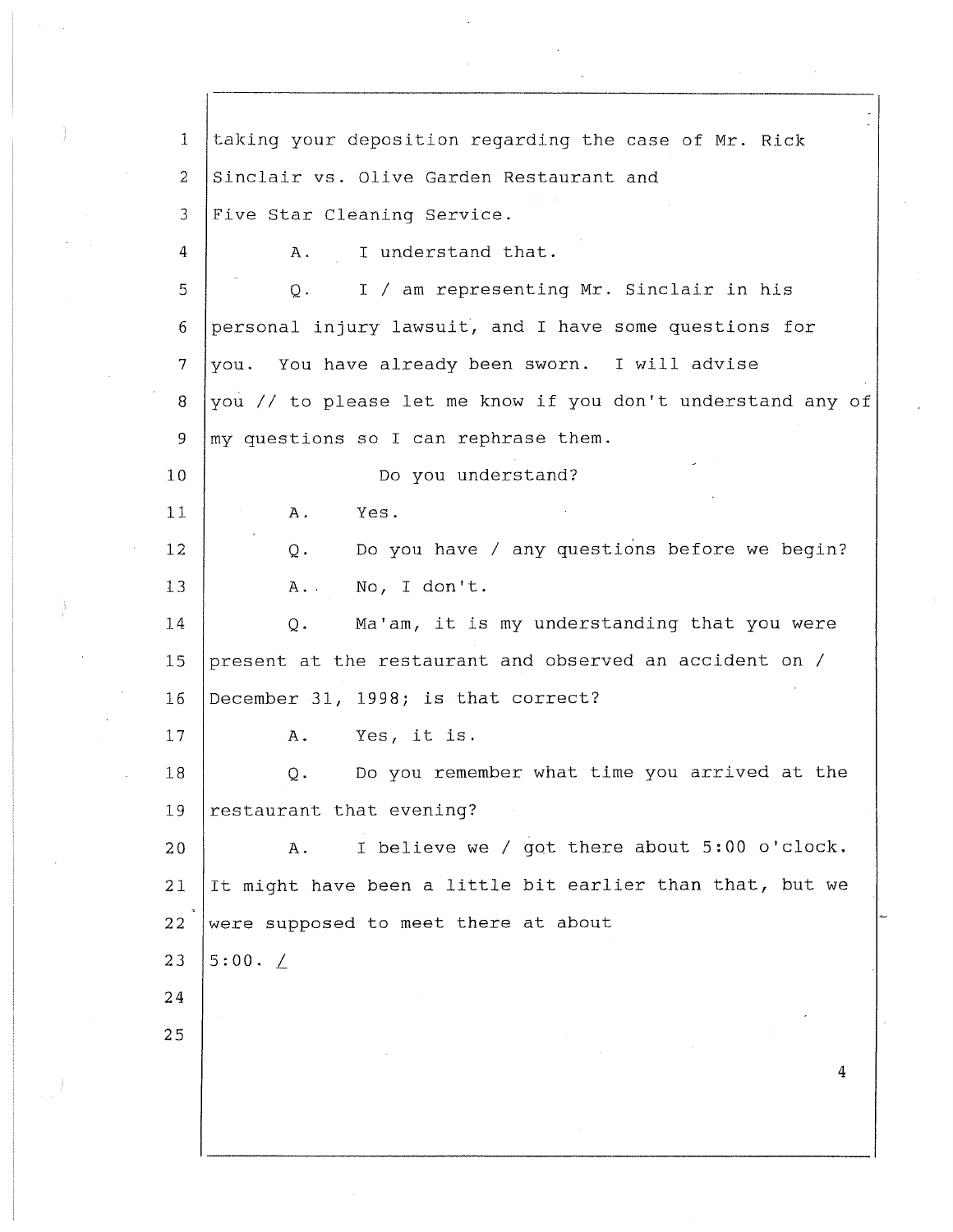taking your deposition regarding the case of Mr. Rick Sinclair vs. Olive Garden Restaurant and Five Star Cleaning Service.

A. I understand that.

Q. I / am representing Mr. Sinclair in his personal injury lawsuit, and I have some questions for you. You have already been sworn. I will advise you // to please let me know if you don't understand any of my questions so I can rephrase them.

Do you understand?

A. Yes.

Q. Do you have / any questions before we begin?

A. No, I don't.

Q. Ma'am, it is my understanding that you were present at the restaurant and observed an accident on / December 31, 1998; is that correct?

A. Yes, it is.

Q. Do you remember what time you arrived at the restaurant that evening?

A. I believe we / got there about 5:00 o'clock. It might have been a little bit earlier than that, but we were supposed to meet there at about 5:00. /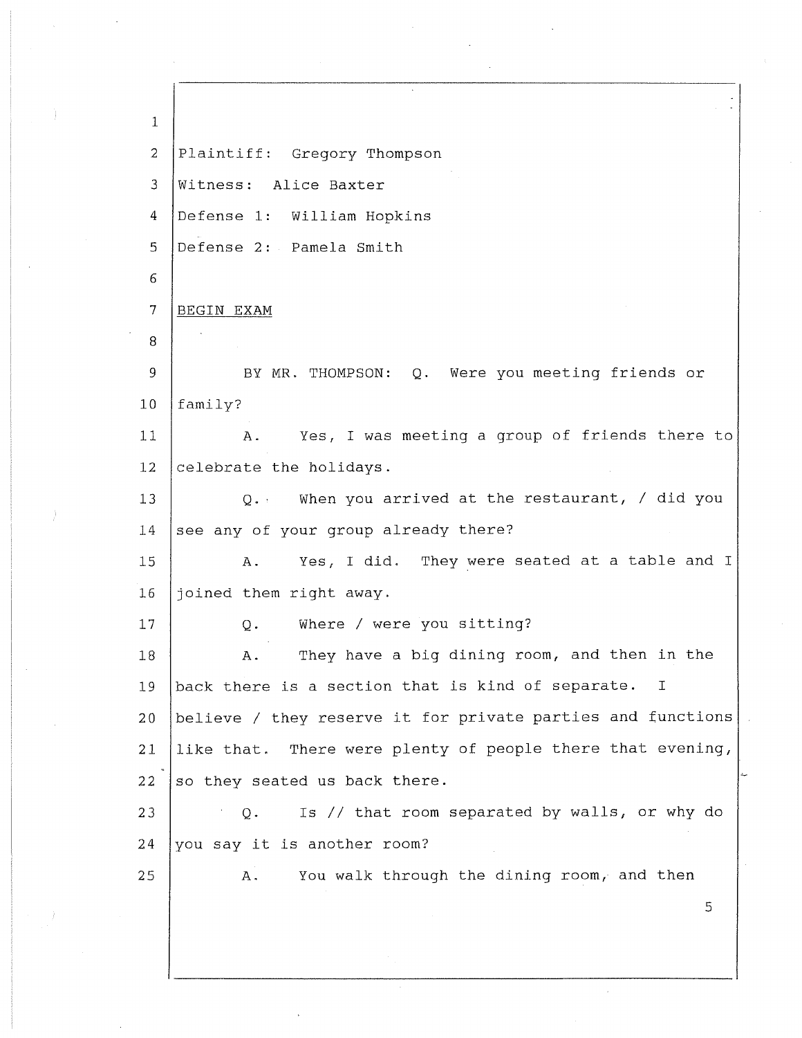Plaintiff: Gregory Thompson

Witness: Alice Baxter

Defense 1: William Hopkins

Defense 2: Pamela Smith

BEGIN EXAM

BY MR. THOMPSON: Q. Were you meeting friends or family?

A. Yes, I was meeting a group of friends there to celebrate the holidays.

Q. When you arrived at the restaurant, / did you see any of your group already there?

A. Yes, I did. They were seated at a table and I joined them right away.

Q. Where / were you sitting?

A. They have a big dining room, and then in the back there is a section that is kind of separate. I believe / they reserve it for private parties and functions like that. There were plenty of people there that evening, so they seated us back there.

Q. Is // that room separated by walls, or why do you say it is another room?

A. You walk through the dining room, and then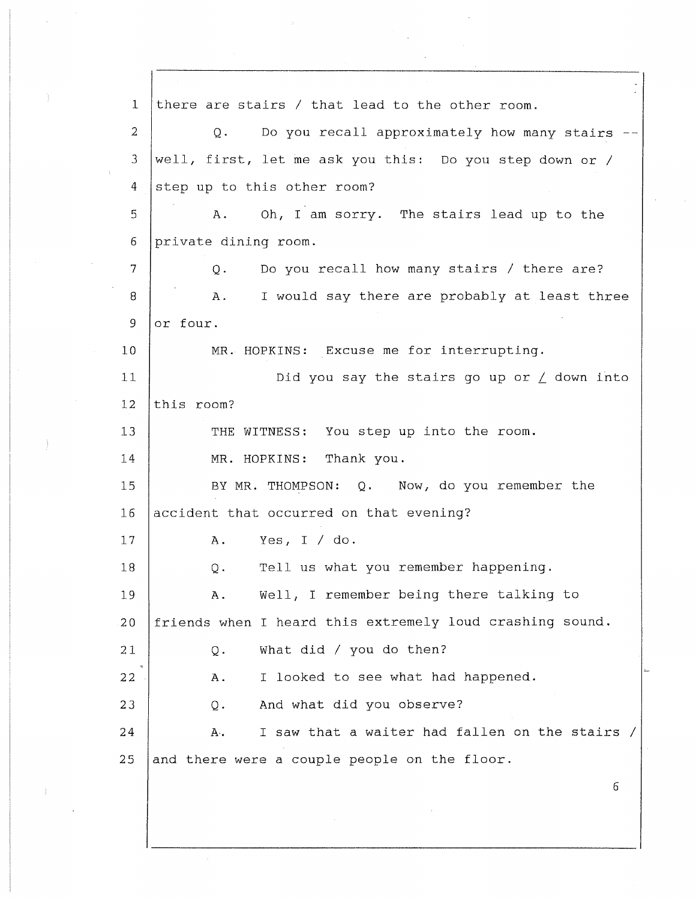1 there are stairs / that lead to the other room.

2 Q. Do you recall approximately how many stairs --

3 well, first, let me ask you this: Do you step down or /

4 step up to this other room?

5 A. Oh, I am sorry. The stairs lead up to the

6 private dining room.

7 Q. Do you recall how many stairs / there are?

8 A. I would say there are probably at least three

9 or four.

10 MR. HOPKINS: Excuse me for interrupting.

11 Did you say the stairs go up or / down into

12 this room?

13 THE WITNESS: You step up into the room.

14 MR. HOPKINS: Thank you.

15 BY MR. THOMPSON: Q. Now, do you remember the

16 accident that occurred on that evening?

17 A. Yes, I / do.

18 Q. Tell us what you remember happening.

19 A. Well, I remember being there talking to

20 friends when I heard this extremely loud crashing sound.

21 Q. What did / you do then?

22 A. I looked to see what had happened.

23 Q. And what did you observe?

24 A. I saw that a waiter had fallen on the stairs /

25 and there were a couple people on the floor.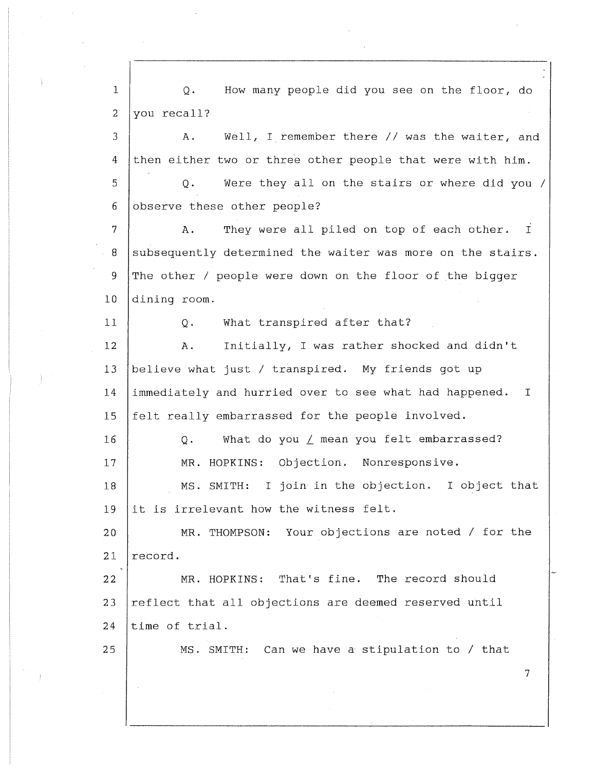Q. How many people did you see on the floor, do you recall?

A. Well, I remember there // was the waiter, and then either two or three other people that were with him.

Q. Were they all on the stairs or where did you / observe these other people?

A. They were all piled on top of each other. I subsequently determined the waiter was more on the stairs. The other / people were down on the floor of the bigger dining room.

Q. What transpired after that?

A. Initially, I was rather shocked and didn't believe what just / transpired. My friends got up immediately and hurried over to see what had happened. I felt really embarrassed for the people involved.

Q. What do you / mean you felt embarrassed?

MR. HOPKINS: Objection. Nonresponsive.

MS. SMITH: I join in the objection. I object that it is irrelevant how the witness felt.

MR. THOMPSON: Your objections are noted / for the record.

MR. HOPKINS: That's fine. The record should reflect that all objections are deemed reserved until time of trial.

MS. SMITH: Can we have a stipulation to / that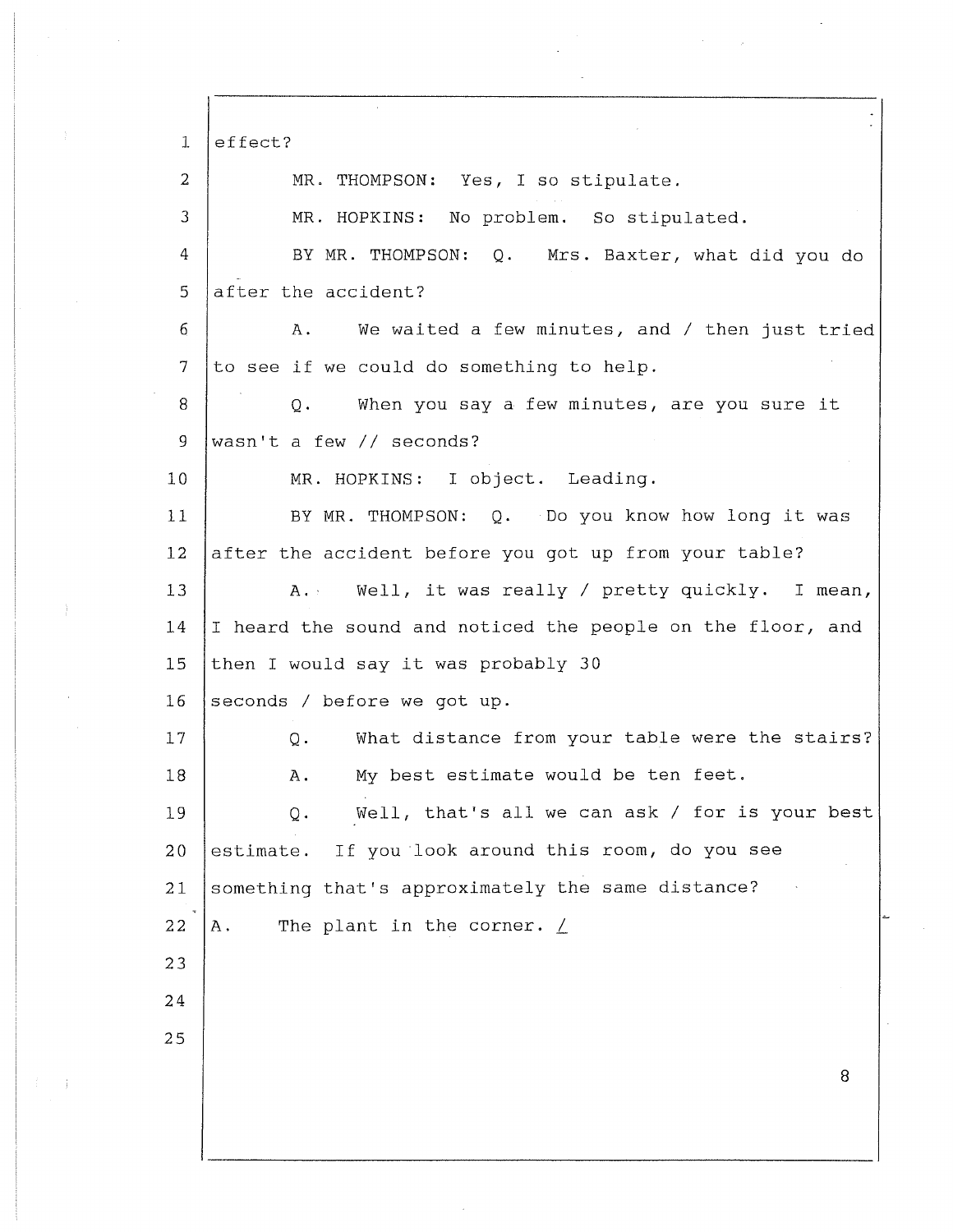1 effect?

2 MR. THOMPSON: Yes, I so stipulate.

3 MR. HOPKINS: No problem. So stipulated.

4 BY MR. THOMPSON: Q. Mrs. Baxter, what did you do

5 after the accident?

6 A. We waited a few minutes, and / then just tried

7 to see if we could do something to help.

8 Q. When you say a few minutes, are you sure it

9 wasn't a few // seconds?

10 MR. HOPKINS: I object. Leading.

11 BY MR. THOMPSON: Q. Do you know how long it was

12 after the accident before you got up from your table?

13 A. Well, it was really / pretty quickly. I mean,

14 I heard the sound and noticed the people on the floor, and

15 then I would say it was probably 30

16 seconds / before we got up.

17 Q. What distance from your table were the stairs?

18 A. My best estimate would be ten feet.

19 Q. Well, that's all we can ask / for is your best

20 estimate. If you look around this room, do you see

21 something that's approximately the same distance?

22 A. The plant in the corner. /

23

24

25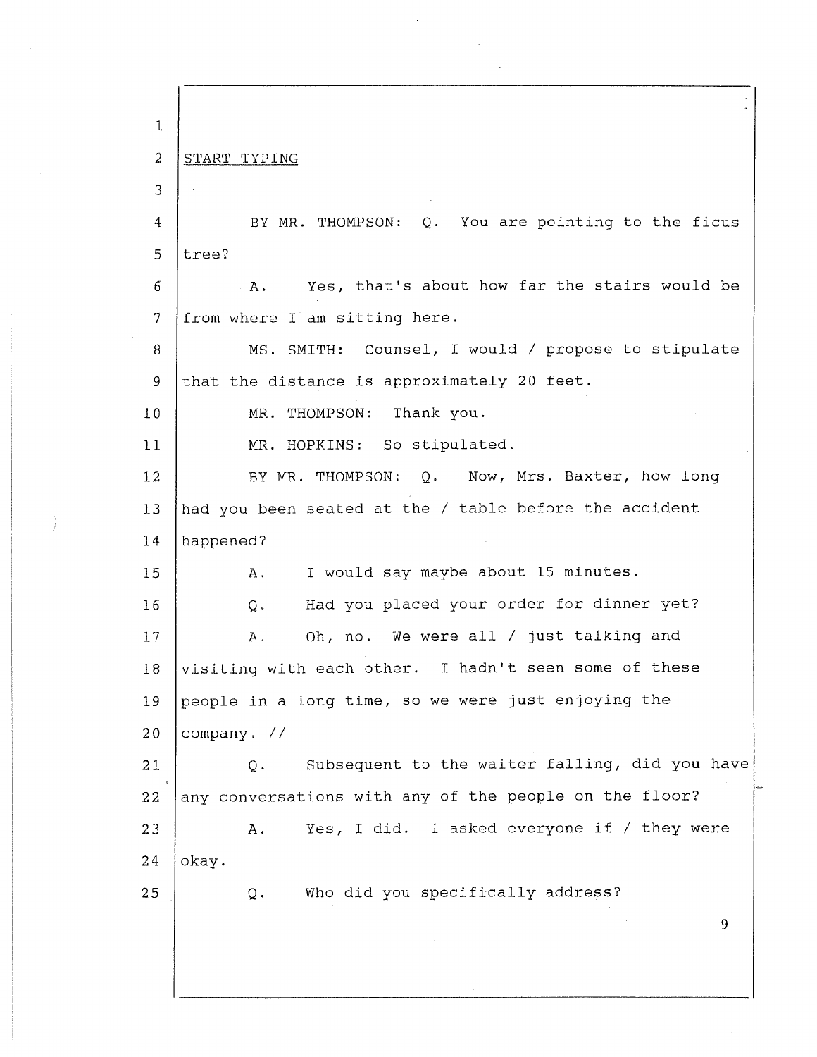START TYPING

BY MR. THOMPSON: Q. You are pointing to the ficus tree?

A. Yes, that's about how far the stairs would be from where I am sitting here.

MS. SMITH: Counsel, I would / propose to stipulate that the distance is approximately 20 feet.

MR. THOMPSON: Thank you.

MR. HOPKINS: So stipulated.

BY MR. THOMPSON: Q. Now, Mrs. Baxter, how long had you been seated at the / table before the accident happened?

A. I would say maybe about 15 minutes.

Q. Had you placed your order for dinner yet?

A. Oh, no. We were all / just talking and visiting with each other. I hadn't seen some of these people in a long time, so we were just enjoying the company. //

Q. Subsequent to the waiter falling, did you have any conversations with any of the people on the floor?

A. Yes, I did. I asked everyone if / they were okay.

Q. Who did you specifically address?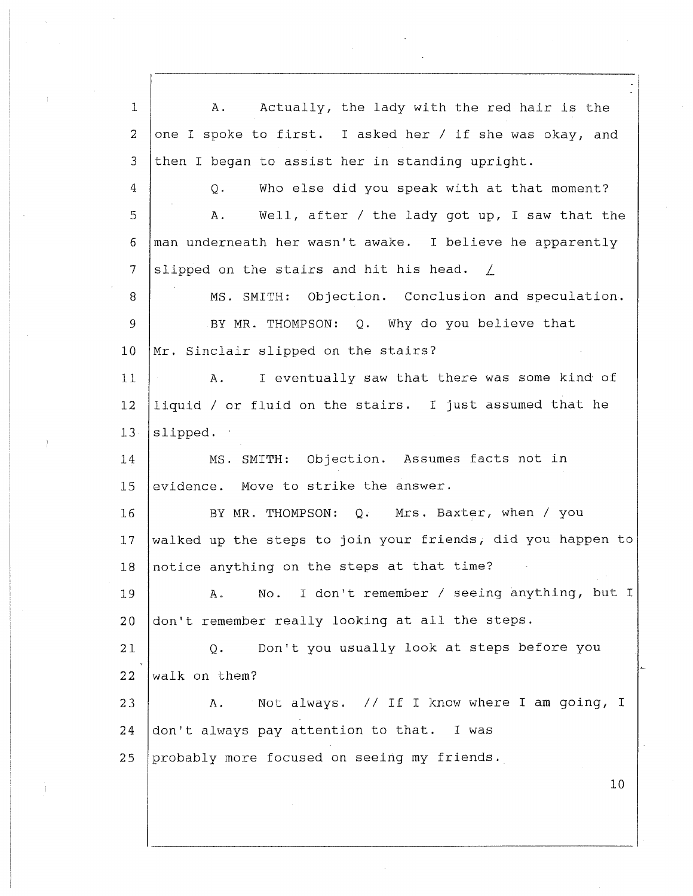1 A. Actually, the lady with the red hair is the
2 one I spoke to first. I asked her / if she was okay, and
3 then I began to assist her in standing upright.
4 Q. Who else did you speak with at that moment?
5 A. Well, after / the lady got up, I saw that the
6 man underneath her wasn't awake. I believe he apparently
7 slipped on the stairs and hit his head. /
8 MS. SMITH: Objection. Conclusion and speculation.
9 BY MR. THOMPSON: Q. Why do you believe that
10 Mr. Sinclair slipped on the stairs?
11 A. I eventually saw that there was some kind of
12 liquid / or fluid on the stairs. I just assumed that he
13 slipped.
14 MS. SMITH: Objection. Assumes facts not in
15 evidence. Move to strike the answer.
16 BY MR. THOMPSON: Q. Mrs. Baxter, when / you
17 walked up the steps to join your friends, did you happen to
18 notice anything on the steps at that time?
19 A. No. I don't remember / seeing anything, but I
20 don't remember really looking at all the steps.
21 Q. Don't you usually look at steps before you
22 walk on them?
23 A. Not always. // If I know where I am going, I
24 don't always pay attention to that. I was
25 probably more focused on seeing my friends.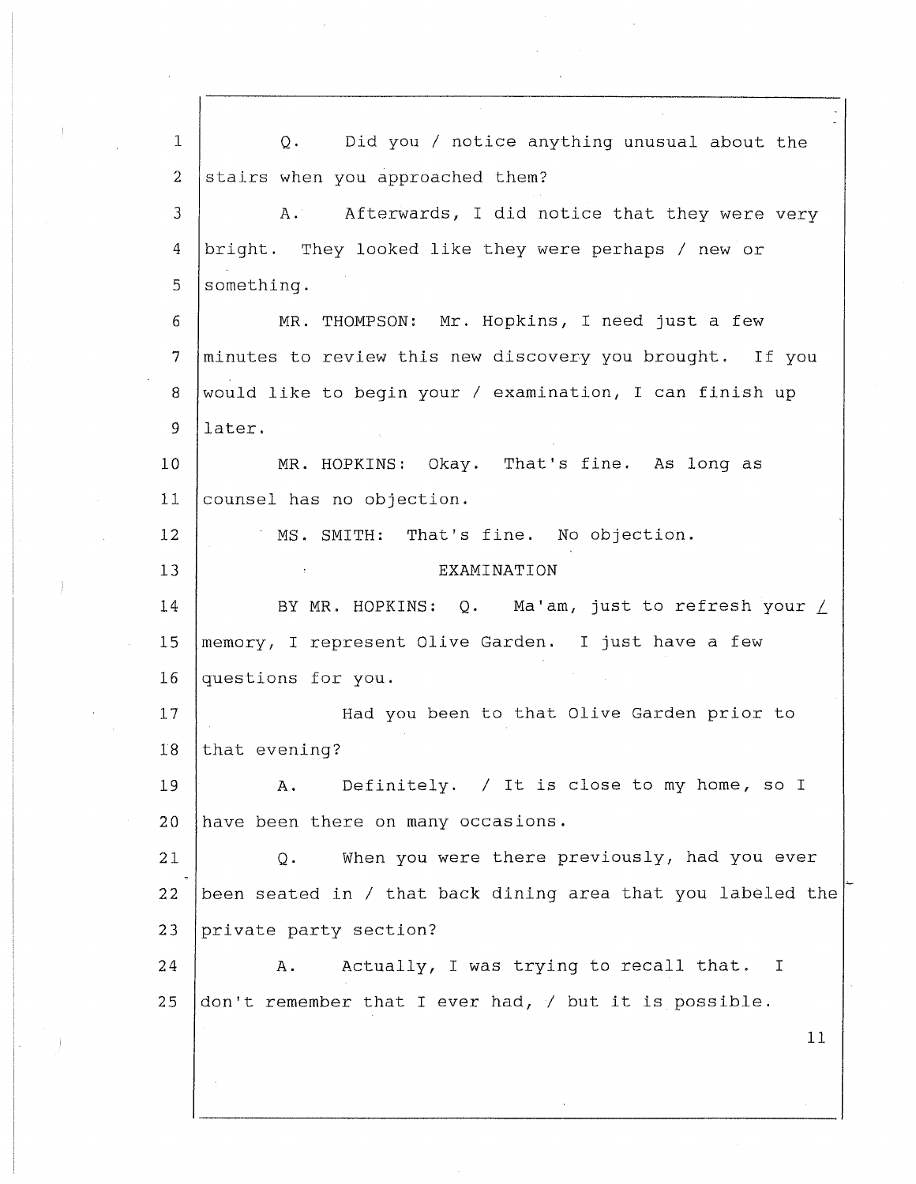1 Q. Did you / notice anything unusual about the
2 stairs when you approached them?
3 A. Afterwards, I did notice that they were very
4 bright. They looked like they were perhaps / new or
5 something.
6 MR. THOMPSON: Mr. Hopkins, I need just a few
7 minutes to review this new discovery you brought. If you
8 would like to begin your / examination, I can finish up
9 later.
10 MR. HOPKINS: Okay. That's fine. As long as
11 counsel has no objection.
12 MS. SMITH: That's fine. No objection.
13 EXAMINATION
14 BY MR. HOPKINS: Q. Ma'am, just to refresh your /
15 memory, I represent Olive Garden. I just have a few
16 questions for you.
17 Had you been to that Olive Garden prior to
18 that evening?
19 A. Definitely. / It is close to my home, so I
20 have been there on many occasions.
21 Q. When you were there previously, had you ever
22 been seated in / that back dining area that you labeled the
23 private party section?
24 A. Actually, I was trying to recall that. I
25 don't remember that I ever had, / but it is possible.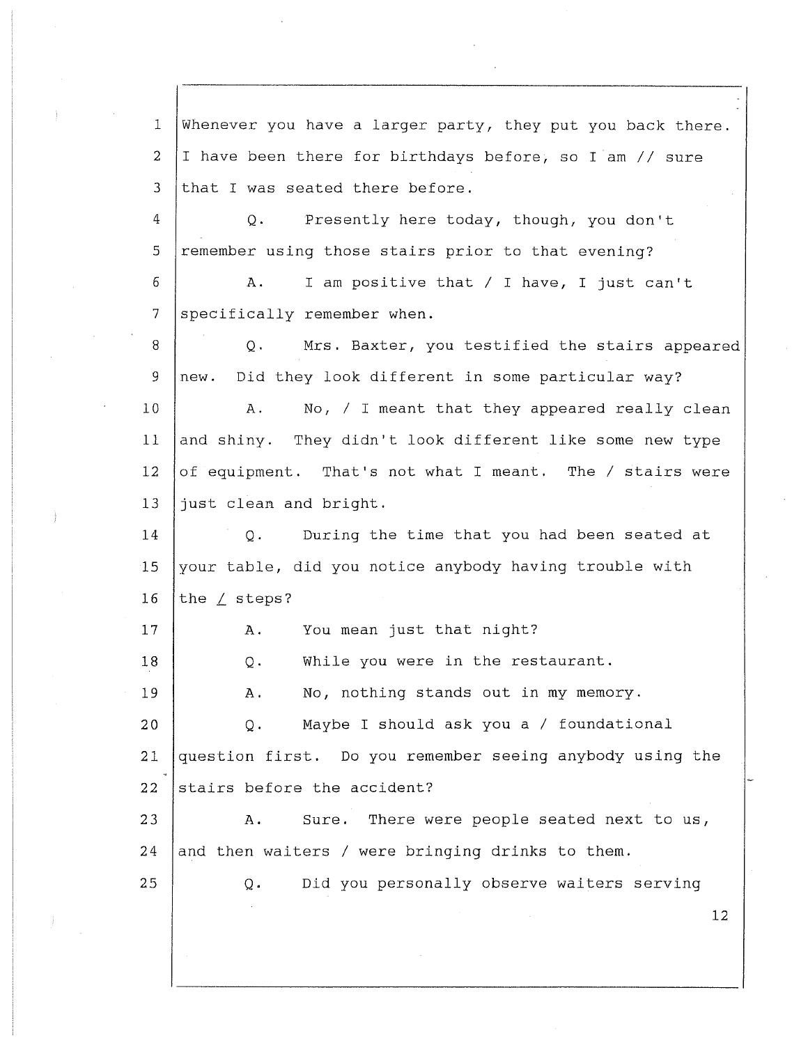1 Whenever you have a larger party, they put you back there.
2 I have been there for birthdays before, so I am // sure
3 that I was seated there before.

4 Q. Presently here today, though, you don't
5 remember using those stairs prior to that evening?

6 A. I am positive that / I have, I just can't
7 specifically remember when.

8 Q. Mrs. Baxter, you testified the stairs appeared
9 new. Did they look different in some particular way?

10 A. No, / I meant that they appeared really clean
11 and shiny. They didn't look different like some new type
12 of equipment. That's not what I meant. The / stairs were
13 just clean and bright.

14 Q. During the time that you had been seated at
15 your table, did you notice anybody having trouble with
16 the / steps?

17 A. You mean just that night?

18 Q. While you were in the restaurant.

19 A. No, nothing stands out in my memory.

20 Q. Maybe I should ask you a / foundational
21 question first. Do you remember seeing anybody using the
22 stairs before the accident?

23 A. Sure. There were people seated next to us,
24 and then waiters / were bringing drinks to them.

25 Q. Did you personally observe waiters serving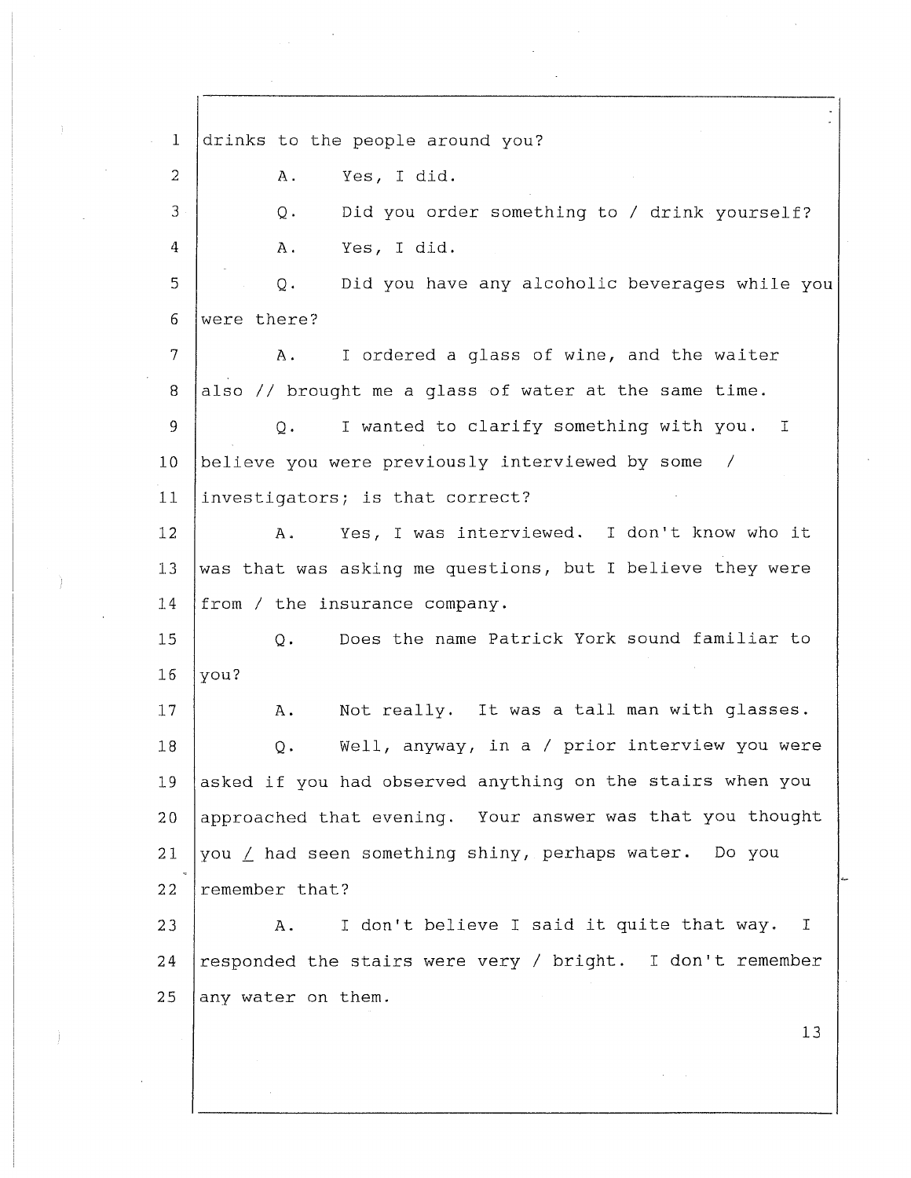1 drinks to the people around you?

2 A. Yes, I did.

3 Q. Did you order something to / drink yourself?

4 A. Yes, I did.

5 Q. Did you have any alcoholic beverages while you

6 were there?

7 A. I ordered a glass of wine, and the waiter

8 also // brought me a glass of water at the same time.

9 Q. I wanted to clarify something with you. I

10 believe you were previously interviewed by some /

11 investigators; is that correct?

12 A. Yes, I was interviewed. I don't know who it

13 was that was asking me questions, but I believe they were

14 from / the insurance company.

15 Q. Does the name Patrick York sound familiar to

16 you?

17 A. Not really. It was a tall man with glasses.

18 Q. Well, anyway, in a / prior interview you were

19 asked if you had observed anything on the stairs when you

20 approached that evening. Your answer was that you thought

21 you / had seen something shiny, perhaps water. Do you

22 remember that?

23 A. I don't believe I said it quite that way. I

24 responded the stairs were very / bright. I don't remember

25 any water on them.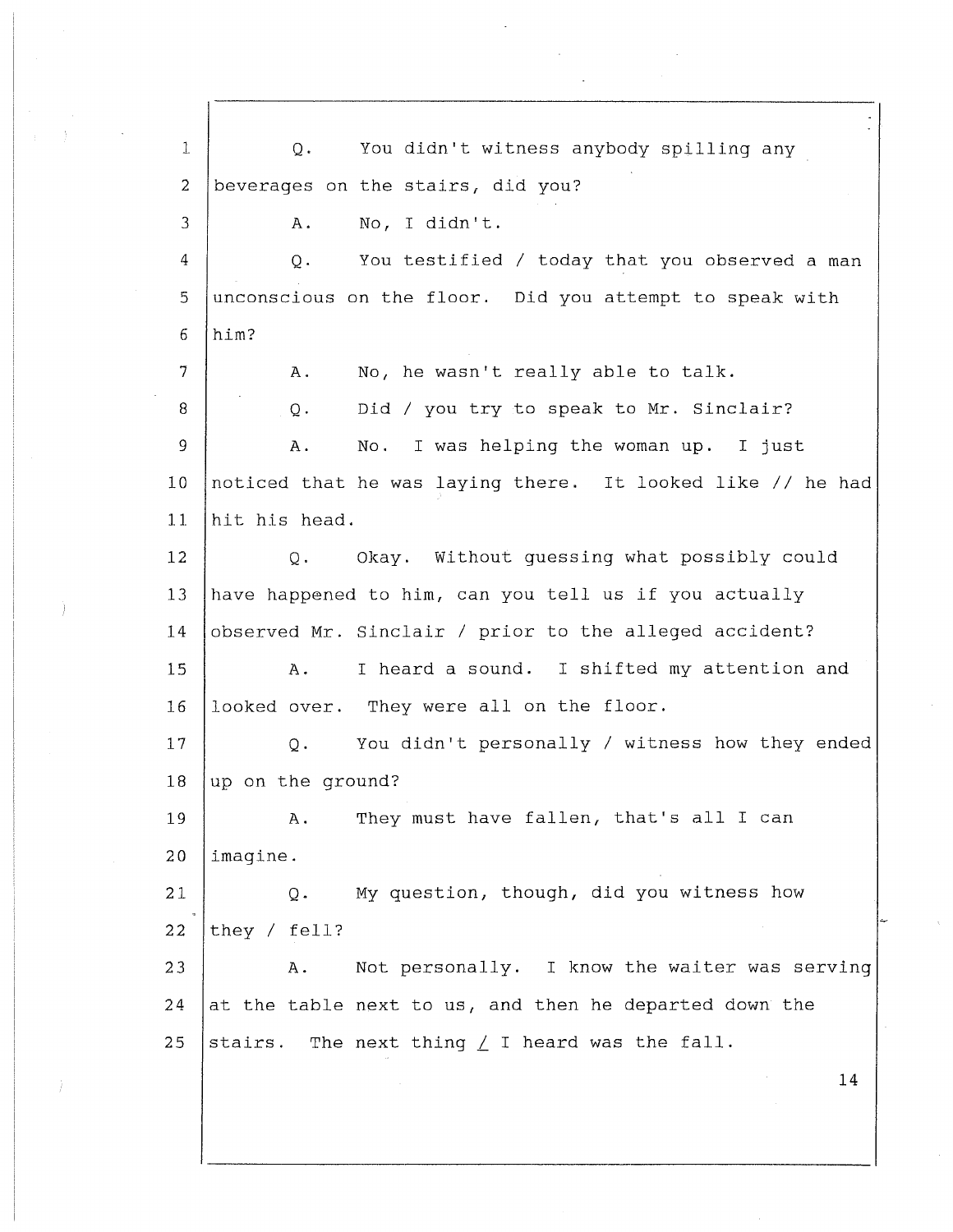Q. You didn't witness anybody spilling any beverages on the stairs, did you?

A. No, I didn't.

Q. You testified / today that you observed a man unconscious on the floor. Did you attempt to speak with him?

A. No, he wasn't really able to talk.

Q. Did / you try to speak to Mr. Sinclair?

A. No. I was helping the woman up. I just noticed that he was laying there. It looked like // he had hit his head.

Q. Okay. Without guessing what possibly could have happened to him, can you tell us if you actually observed Mr. Sinclair / prior to the alleged accident?

A. I heard a sound. I shifted my attention and looked over. They were all on the floor.

Q. You didn't personally / witness how they ended up on the ground?

A. They must have fallen, that's all I can imagine.

Q. My question, though, did you witness how they / fell?

A. Not personally. I know the waiter was serving at the table next to us, and then he departed down the stairs. The next thing / I heard was the fall.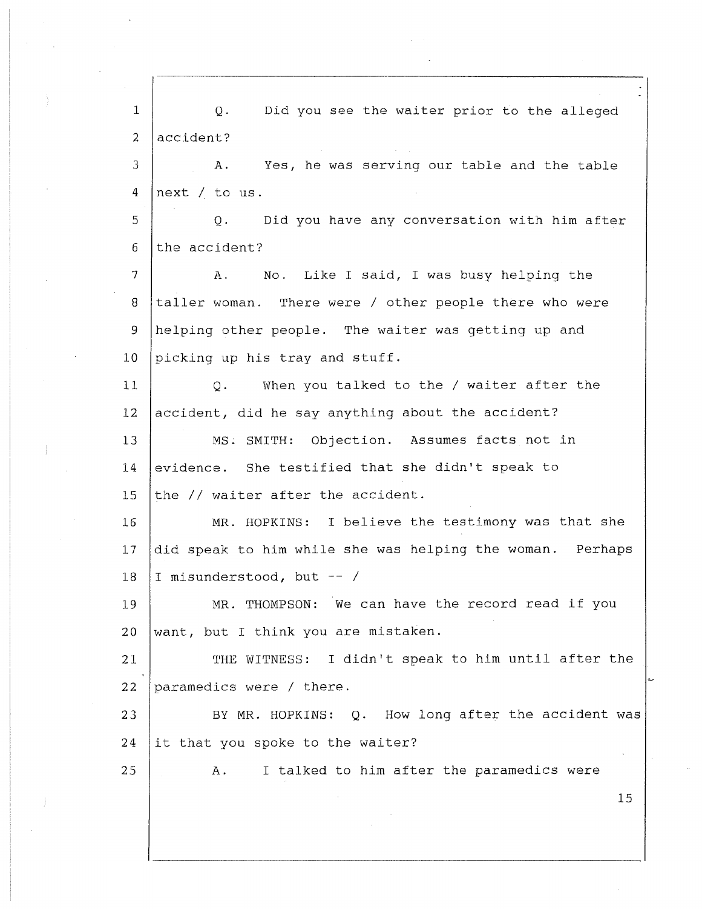1 Q. Did you see the waiter prior to the alleged
2 accident?
3 A. Yes, he was serving our table and the table
4 next / to us.
5 Q. Did you have any conversation with him after
6 the accident?
7 A. No. Like I said, I was busy helping the
8 taller woman. There were / other people there who were
9 helping other people. The waiter was getting up and
10 picking up his tray and stuff.
11 Q. When you talked to the / waiter after the
12 accident, did he say anything about the accident?
13 MS. SMITH: Objection. Assumes facts not in
14 evidence. She testified that she didn't speak to
15 the // waiter after the accident.
16 MR. HOPKINS: I believe the testimony was that she
17 did speak to him while she was helping the woman. Perhaps
18 I misunderstood, but -- /
19 MR. THOMPSON: We can have the record read if you
20 want, but I think you are mistaken.
21 THE WITNESS: I didn't speak to him until after the
22 paramedics were / there.
23 BY MR. HOPKINS: Q. How long after the accident was
24 it that you spoke to the waiter?
25 A. I talked to him after the paramedics were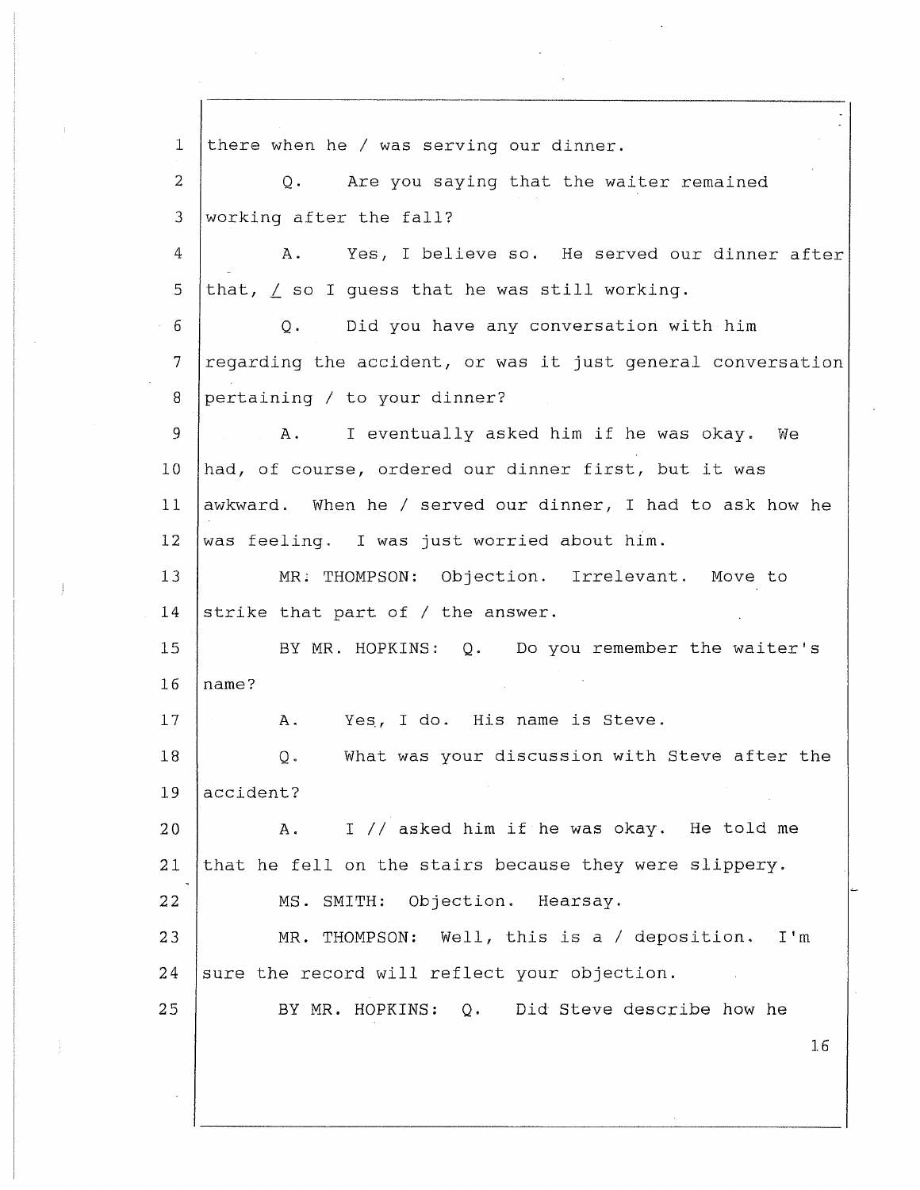1 there when he / was serving our dinner.

2 Q. Are you saying that the waiter remained

3 working after the fall?

4 A. Yes, I believe so. He served our dinner after

5 that, / so I guess that he was still working.

6 Q. Did you have any conversation with him

7 regarding the accident, or was it just general conversation

8 pertaining / to your dinner?

9 A. I eventually asked him if he was okay. We

10 had, of course, ordered our dinner first, but it was

11 awkward. When he / served our dinner, I had to ask how he

12 was feeling. I was just worried about him.

13 MR. THOMPSON: Objection. Irrelevant. Move to

14 strike that part of / the answer.

15 BY MR. HOPKINS: Q. Do you remember the waiter's

16 name?

17 A. Yes, I do. His name is Steve.

18 Q. What was your discussion with Steve after the

19 accident?

20 A. I // asked him if he was okay. He told me

21 that he fell on the stairs because they were slippery.

22 MS. SMITH: Objection. Hearsay.

23 MR. THOMPSON: Well, this is a / deposition. I'm

24 sure the record will reflect your objection.

25 BY MR. HOPKINS: Q. Did Steve describe how he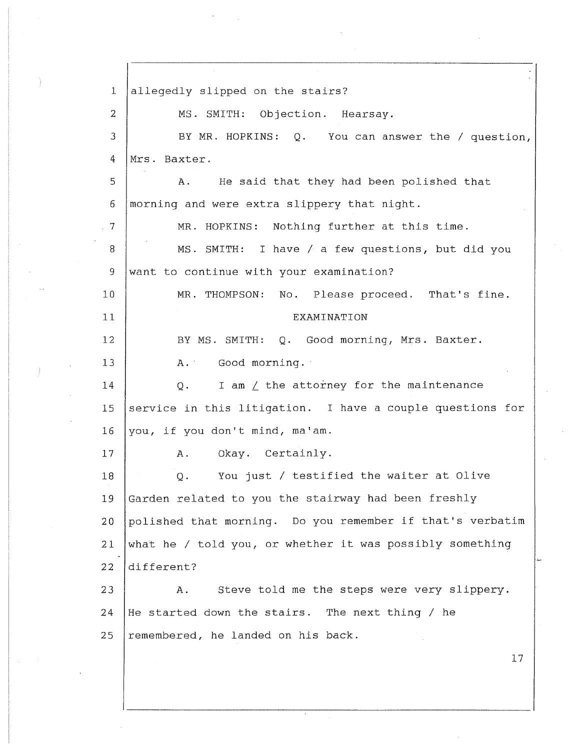1 allegedly slipped on the stairs?

2 MS. SMITH: Objection. Hearsay.

3 BY MR. HOPKINS: Q. You can answer the / question,

4 Mrs. Baxter.

5 A. He said that they had been polished that

6 morning and were extra slippery that night.

7 MR. HOPKINS: Nothing further at this time.

8 MS. SMITH: I have / a few questions, but did you

9 want to continue with your examination?

10 MR. THOMPSON: No. Please proceed. That's fine.

11 EXAMINATION

12 BY MS. SMITH: Q. Good morning, Mrs. Baxter.

13 A. Good morning.

14 Q. I am / the attorney for the maintenance

15 service in this litigation. I have a couple questions for

16 you, if you don't mind, ma'am.

17 A. Okay. Certainly.

18 Q. You just / testified the waiter at Olive

19 Garden related to you the stairway had been freshly

20 polished that morning. Do you remember if that's verbatim

21 what he / told you, or whether it was possibly something

22 different?

23 A. Steve told me the steps were very slippery.

24 He started down the stairs. The next thing / he

25 remembered, he landed on his back.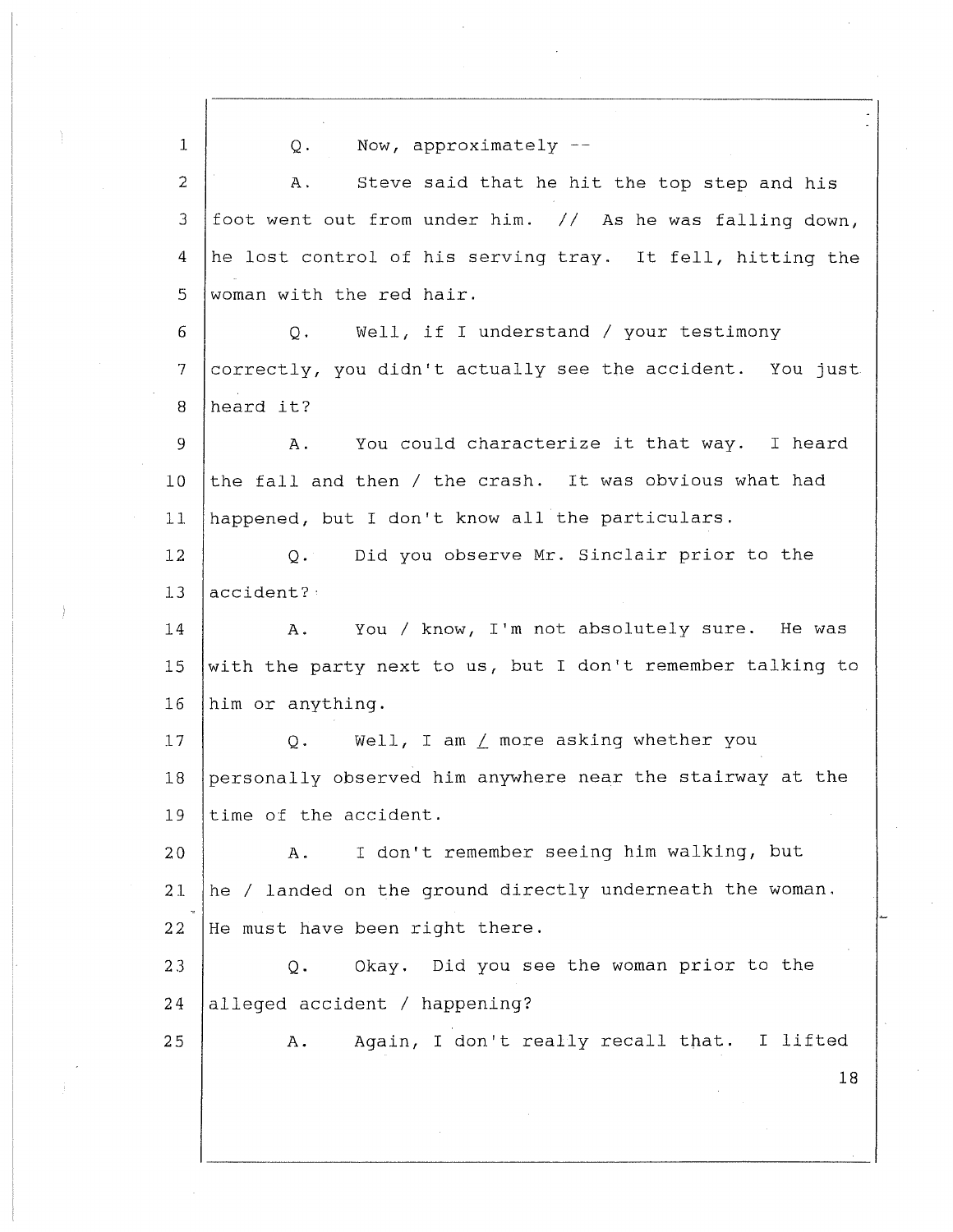1 Q. Now, approximately --

2 A. Steve said that he hit the top step and his

3 foot went out from under him. // As he was falling down,

4 he lost control of his serving tray. It fell, hitting the

5 woman with the red hair.

6 Q. Well, if I understand / your testimony

7 correctly, you didn't actually see the accident. You just

8 heard it?

9 A. You could characterize it that way. I heard

10 the fall and then / the crash. It was obvious what had

11 happened, but I don't know all the particulars.

12 Q. Did you observe Mr. Sinclair prior to the

13 accident?

14 A. You / know, I'm not absolutely sure. He was

15 with the party next to us, but I don't remember talking to

16 him or anything.

17 Q. Well, I am / more asking whether you

18 personally observed him anywhere near the stairway at the

19 time of the accident.

20 A. I don't remember seeing him walking, but

21 he / landed on the ground directly underneath the woman.

22 He must have been right there.

23 Q. Okay. Did you see the woman prior to the

24 alleged accident / happening?

25 A. Again, I don't really recall that. I lifted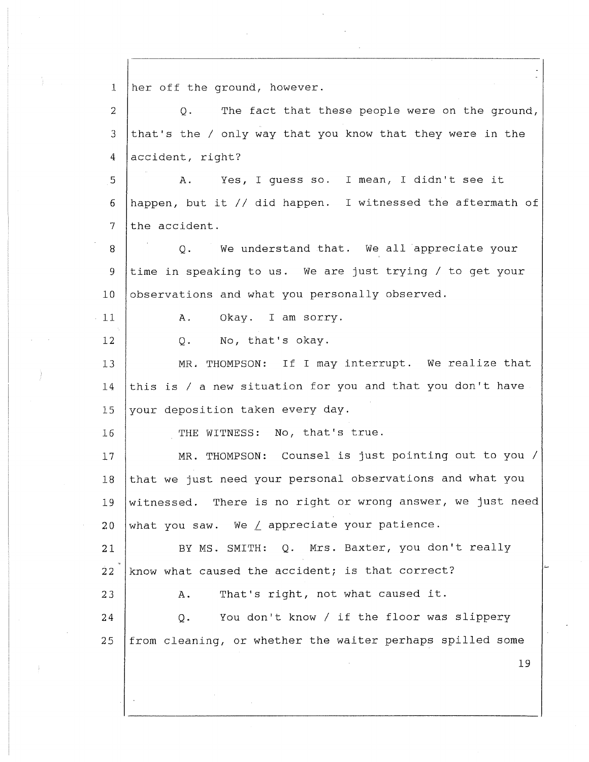her off the ground, however.

Q. The fact that these people were on the ground, that's the / only way that you know that they were in the accident, right?

A. Yes, I guess so. I mean, I didn't see it happen, but it // did happen. I witnessed the aftermath of the accident.

Q. We understand that. We all appreciate your time in speaking to us. We are just trying / to get your observations and what you personally observed.

A. Okay. I am sorry.

Q. No, that's okay.

MR. THOMPSON: If I may interrupt. We realize that this is / a new situation for you and that you don't have your deposition taken every day.

THE WITNESS: No, that's true.

MR. THOMPSON: Counsel is just pointing out to you / that we just need your personal observations and what you witnessed. There is no right or wrong answer, we just need what you saw. We / appreciate your patience.

BY MS. SMITH: Q. Mrs. Baxter, you don't really know what caused the accident; is that correct?

A. That's right, not what caused it.

Q. You don't know / if the floor was slippery from cleaning, or whether the waiter perhaps spilled some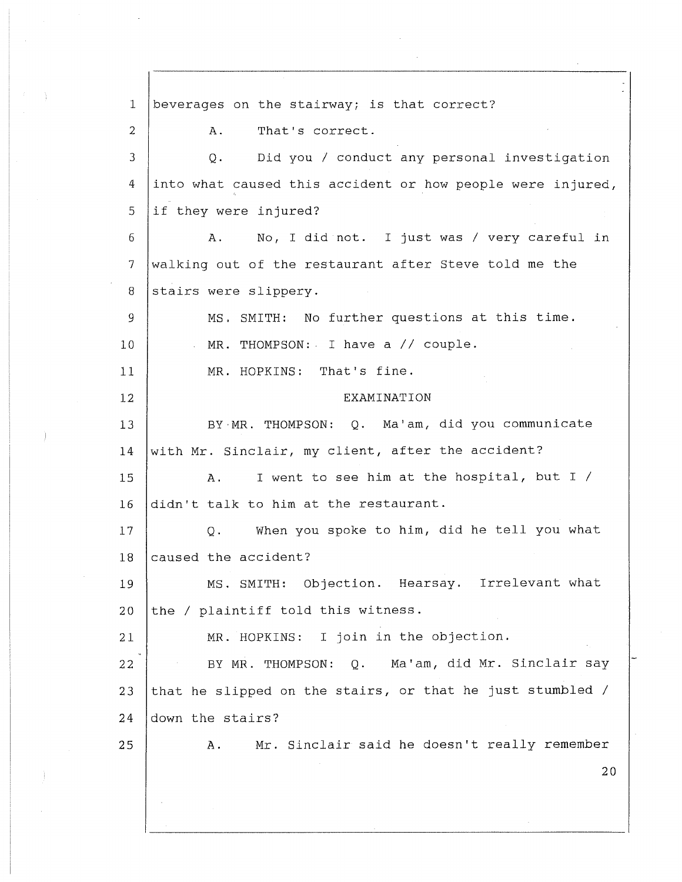1 beverages on the stairway; is that correct?

2 A. That's correct.

3 Q. Did you / conduct any personal investigation

4 into what caused this accident or how people were injured,

5 if they were injured?

6 A. No, I did not. I just was / very careful in

7 walking out of the restaurant after Steve told me the

8 stairs were slippery.

9 MS. SMITH: No further questions at this time.

10 MR. THOMPSON: I have a // couple.

11 MR. HOPKINS: That's fine.

12 EXAMINATION

13 BY MR. THOMPSON: Q. Ma'am, did you communicate

14 with Mr. Sinclair, my client, after the accident?

15 A. I went to see him at the hospital, but I /

16 didn't talk to him at the restaurant.

17 Q. When you spoke to him, did he tell you what

18 caused the accident?

19 MS. SMITH: Objection. Hearsay. Irrelevant what

20 the / plaintiff told this witness.

21 MR. HOPKINS: I join in the objection.

22 BY MR. THOMPSON: Q. Ma'am, did Mr. Sinclair say

23 that he slipped on the stairs, or that he just stumbled /

24 down the stairs?

25 A. Mr. Sinclair said he doesn't really remember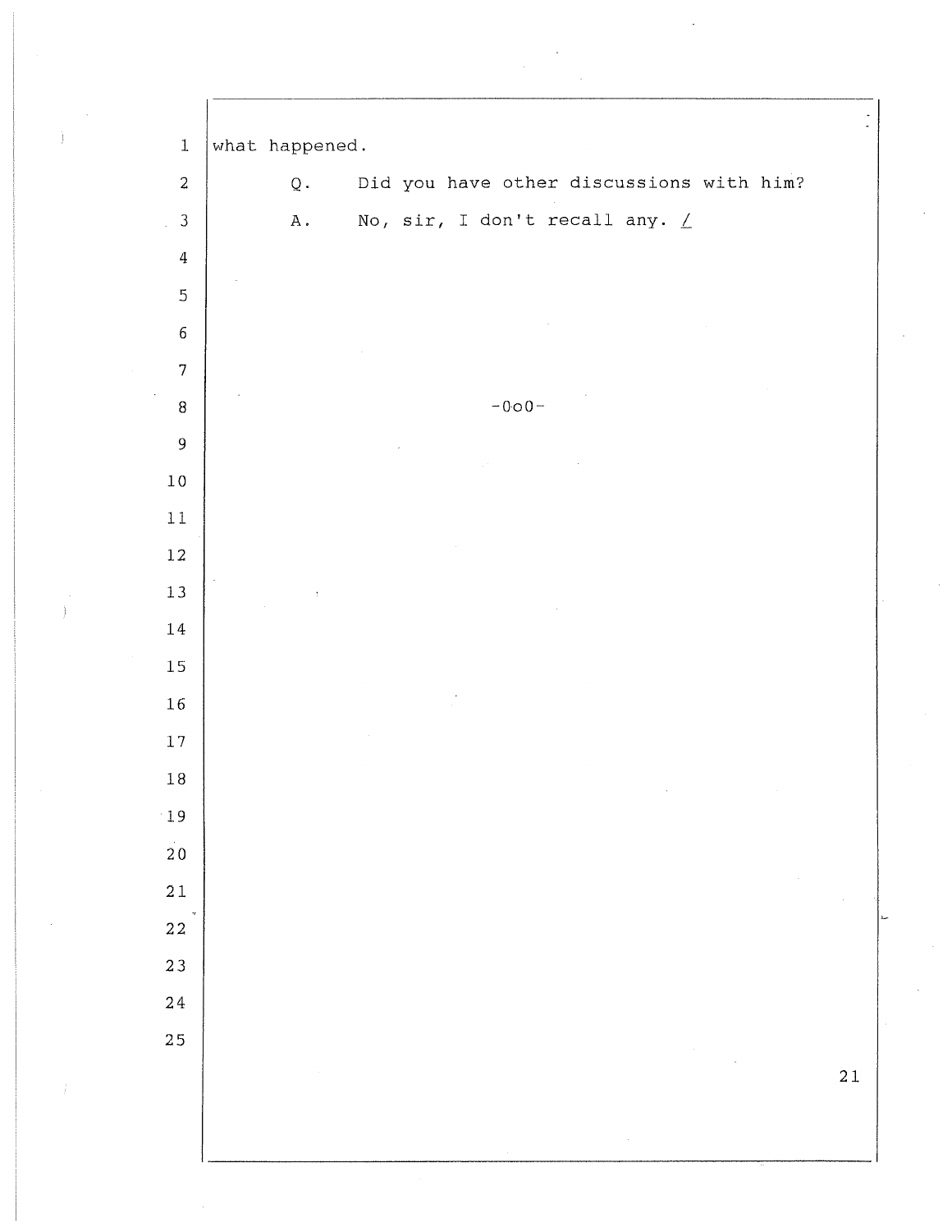what happened.

Q. Did you have other discussions with him?

A. No, sir, I don't recall any. /

-0o0-